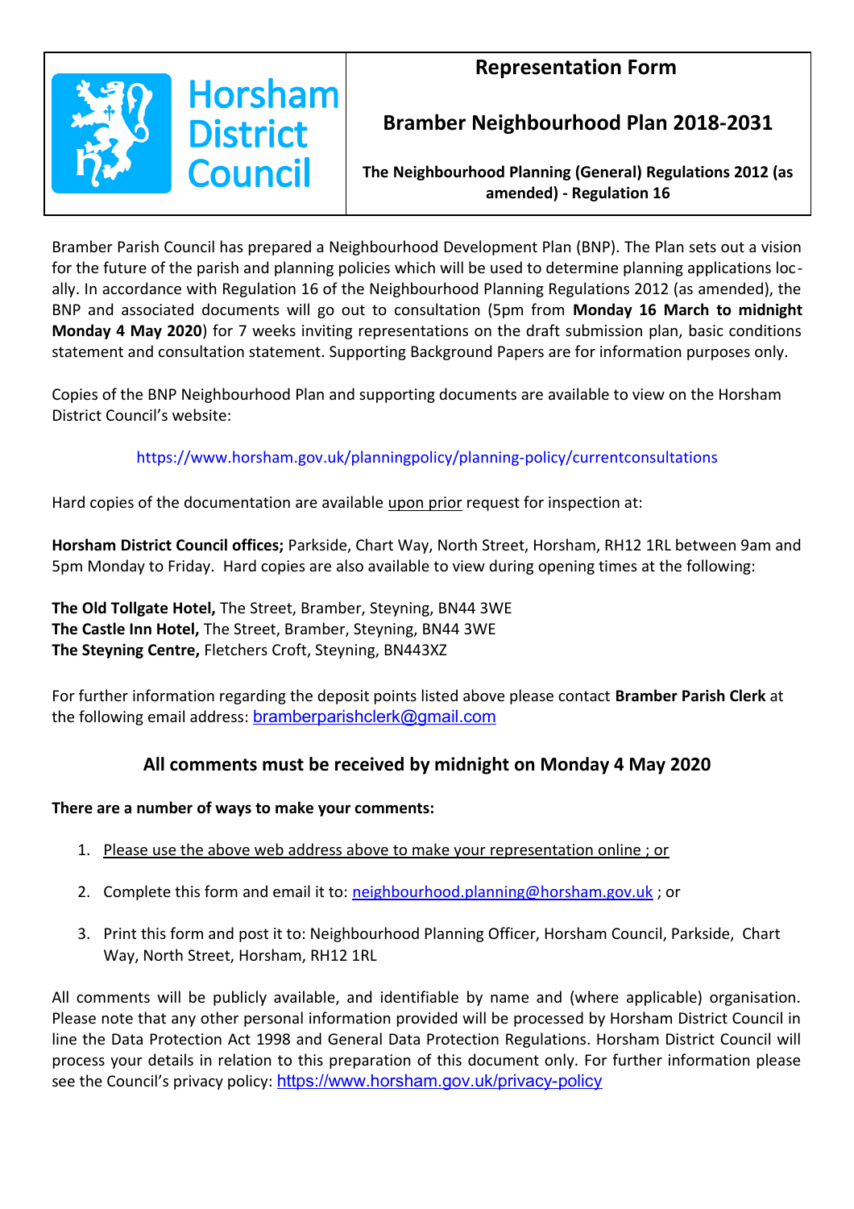| Horsham District Council | **Representation Form**<br><br>**Bramber Neighbourhood Plan 2018-2031**<br><br>**The Neighbourhood Planning (General) Regulations 2012 (as amended) - Regulation 16** |
|---|---|

Bramber Parish Council has prepared a Neighbourhood Development Plan (BNP). The Plan sets out a vision for the future of the parish and planning policies which will be used to determine planning applications locally. In accordance with Regulation 16 of the Neighbourhood Planning Regulations 2012 (as amended), the BNP and associated documents will go out to consultation (5pm from **Monday 16 March to midnight Monday 4 May 2020**) for 7 weeks inviting representations on the draft submission plan, basic conditions statement and consultation statement. Supporting Background Papers are for information purposes only.

Copies of the BNP Neighbourhood Plan and supporting documents are available to view on the Horsham District Council's website:

https://www.horsham.gov.uk/planningpolicy/planning-policy/currentconsultations

Hard copies of the documentation are available upon prior request for inspection at:

**Horsham District Council offices;** Parkside, Chart Way, North Street, Horsham, RH12 1RL between 9am and 5pm Monday to Friday. Hard copies are also available to view during opening times at the following:

**The Old Tollgate Hotel,** The Street, Bramber, Steyning, BN44 3WE
**The Castle Inn Hotel,** The Street, Bramber, Steyning, BN44 3WE
**The Steyning Centre,** Fletchers Croft, Steyning, BN443XZ

For further information regarding the deposit points listed above please contact **Bramber Parish Clerk** at the following email address: bramberparishclerk@gmail.com

## All comments must be received by midnight on Monday 4 May 2020

**There are a number of ways to make your comments:**

1. Please use the above web address above to make your representation online ; or
2. Complete this form and email it to: neighbourhood.planning@horsham.gov.uk ; or
3. Print this form and post it to: Neighbourhood Planning Officer, Horsham Council, Parkside, Chart Way, North Street, Horsham, RH12 1RL

All comments will be publicly available, and identifiable by name and (where applicable) organisation. Please note that any other personal information provided will be processed by Horsham District Council in line the Data Protection Act 1998 and General Data Protection Regulations. Horsham District Council will process your details in relation to this preparation of this document only. For further information please see the Council's privacy policy: https://www.horsham.gov.uk/privacy-policy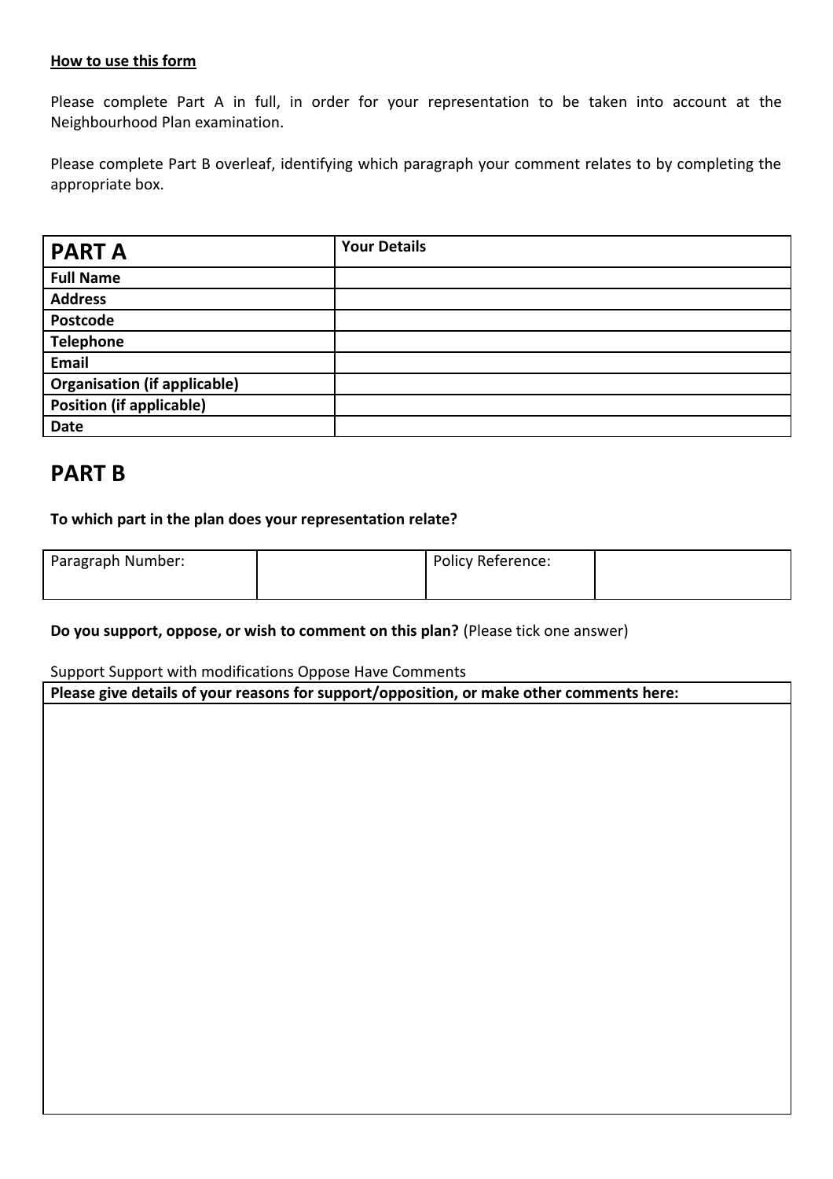**How to use this form**

Please complete Part A in full, in order for your representation to be taken into account at the Neighbourhood Plan examination.

Please complete Part B overleaf, identifying which paragraph your comment relates to by completing the appropriate box.

| **PART A** | **Your Details** |
| --- | --- |
| **Full Name** | |
| **Address** | |
| **Postcode** | |
| **Telephone** | |
| **Email** | |
| **Organisation (if applicable)** | |
| **Position (if applicable)** | |
| **Date** | |

## PART B

**To which part in the plan does your representation relate?**

| Paragraph Number: | | Policy Reference: | |
| --- | --- | --- | --- |

**Do you support, oppose, or wish to comment on this plan?** (Please tick one answer)

Support Support with modifications Oppose Have Comments

| **Please give details of your reasons for support/opposition, or make other comments here:** |
| --- |
| |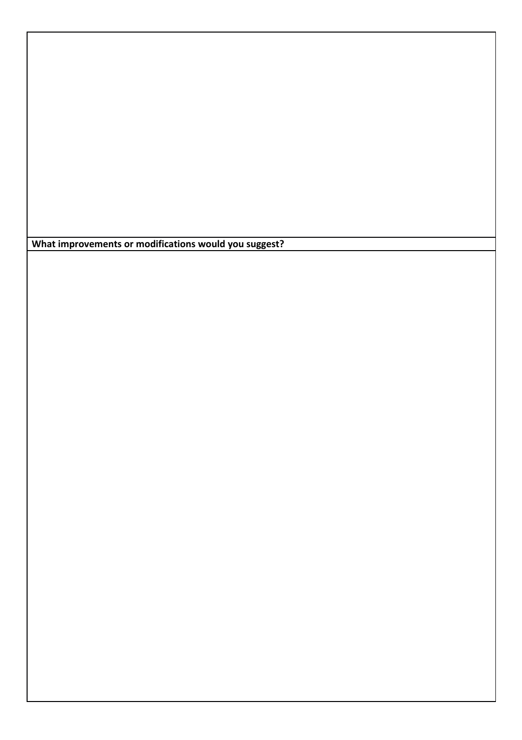**What improvements or modifications would you suggest?**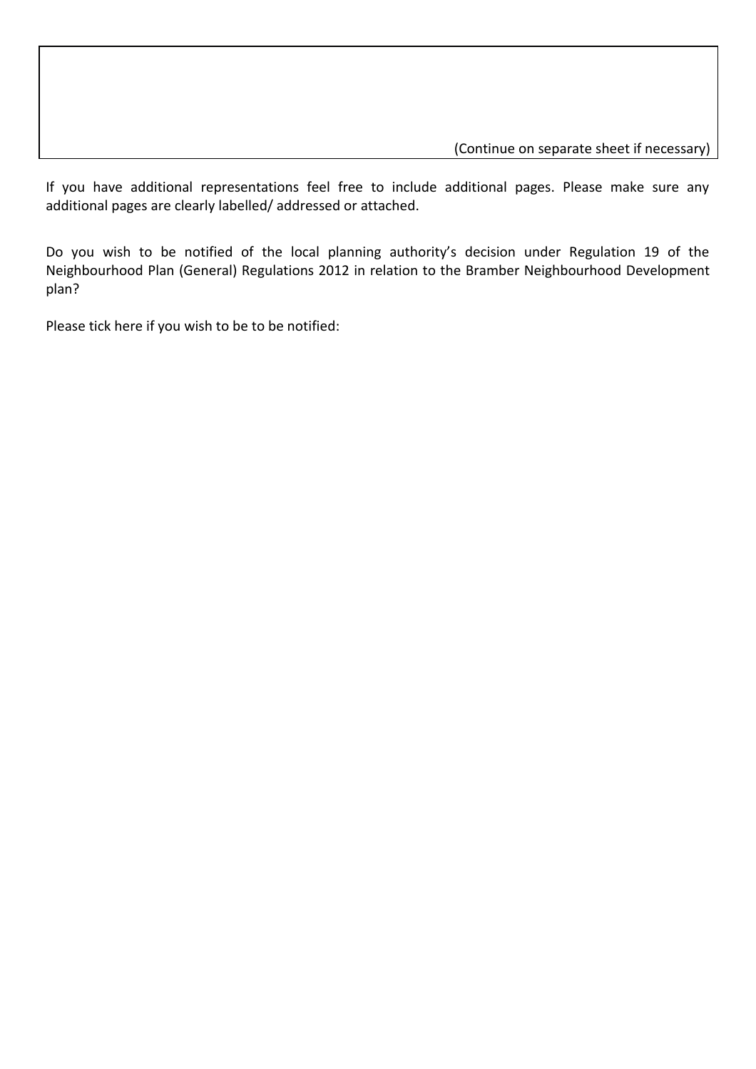(Continue on separate sheet if necessary)

If you have additional representations feel free to include additional pages. Please make sure any additional pages are clearly labelled/ addressed or attached.

Do you wish to be notified of the local planning authority's decision under Regulation 19 of the Neighbourhood Plan (General) Regulations 2012 in relation to the Bramber Neighbourhood Development plan?

Please tick here if you wish to be to be notified: